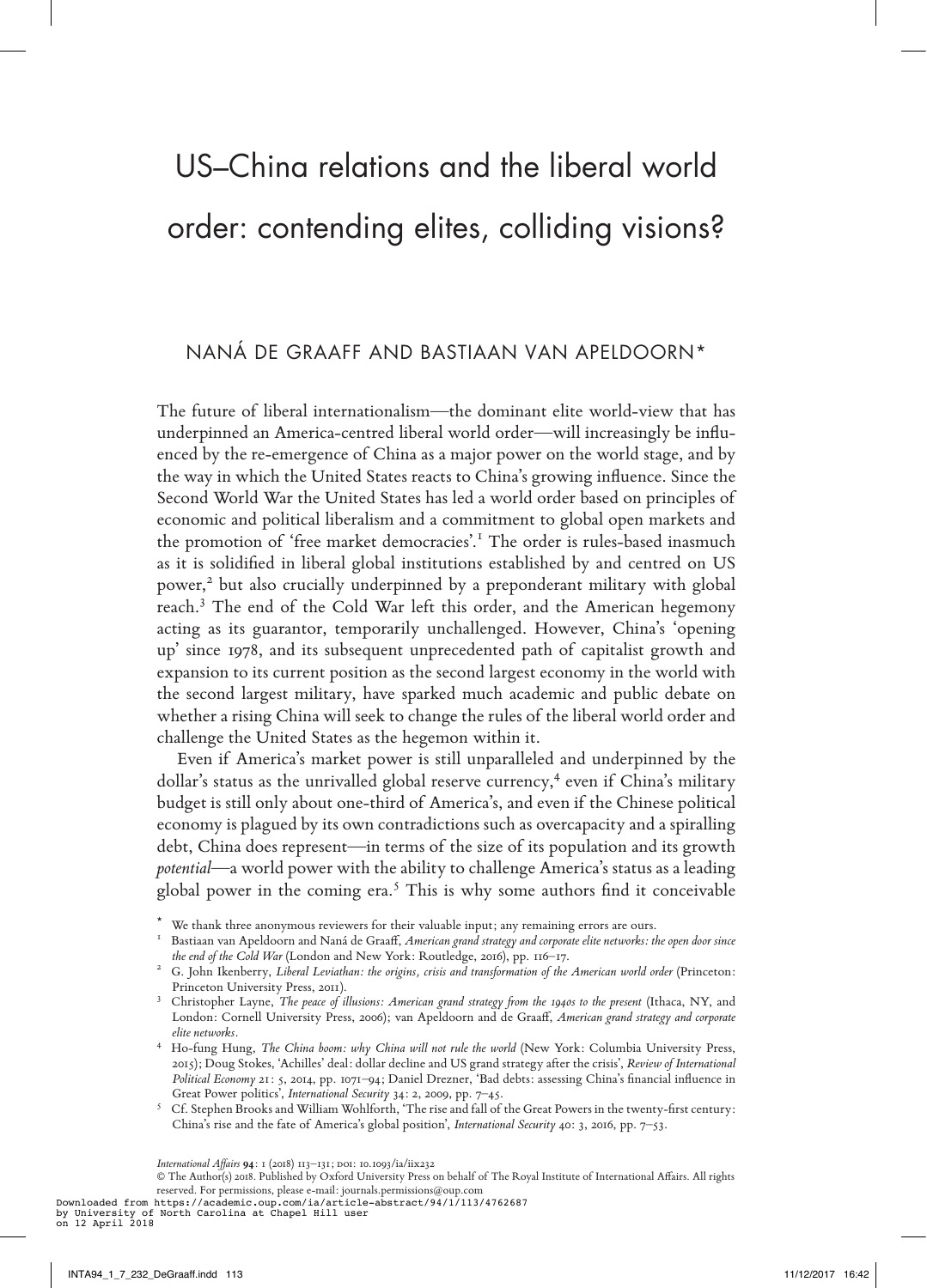# US–China relations and the liberal world order: contending elites, colliding visions?

NANÁ DE GRAAFF AND BASTIAAN VAN APELDOORN*

The future of liberal internationalism—the dominant elite world-view that has underpinned an America-centred liberal world order—will increasingly be influenced by the re-emergence of China as a major power on the world stage, and by the way in which the United States reacts to China's growing influence. Since the Second World War the United States has led a world order based on principles of economic and political liberalism and a commitment to global open markets and the promotion of 'free market democracies'.[1] The order is rules-based inasmuch as it is solidified in liberal global institutions established by and centred on US power,[2] but also crucially underpinned by a preponderant military with global reach.[3] The end of the Cold War left this order, and the American hegemony acting as its guarantor, temporarily unchallenged. However, China's 'opening up' since 1978, and its subsequent unprecedented path of capitalist growth and expansion to its current position as the second largest economy in the world with the second largest military, have sparked much academic and public debate on whether a rising China will seek to change the rules of the liberal world order and challenge the United States as the hegemon within it.

Even if America's market power is still unparalleled and underpinned by the dollar's status as the unrivalled global reserve currency,[4] even if China's military budget is still only about one-third of America's, and even if the Chinese political economy is plagued by its own contradictions such as overcapacity and a spiralling debt, China does represent—in terms of the size of its population and its growth *potential*—a world power with the ability to challenge America's status as a leading global power in the coming era.[5] This is why some authors find it conceivable

\* We thank three anonymous reviewers for their valuable input; any remaining errors are ours.

[1] Bastiaan van Apeldoorn and Naná de Graaff, *American grand strategy and corporate elite networks: the open door since the end of the Cold War* (London and New York: Routledge, 2016), pp. 116–17.

[2] G. John Ikenberry, *Liberal Leviathan: the origins, crisis and transformation of the American world order* (Princeton: Princeton University Press, 2011).

[3] Christopher Layne, *The peace of illusions: American grand strategy from the 1940s to the present* (Ithaca, NY, and London: Cornell University Press, 2006); van Apeldoorn and de Graaff, *American grand strategy and corporate elite networks*.

[4] Ho-fung Hung, *The China boom: why China will not rule the world* (New York: Columbia University Press, 2015); Doug Stokes, 'Achilles' deal: dollar decline and US grand strategy after the crisis', *Review of International Political Economy* 21: 5, 2014, pp. 1071–94; Daniel Drezner, 'Bad debts: assessing China's financial influence in Great Power politics', *International Security* 34: 2, 2009, pp. 7–45.

[5] Cf. Stephen Brooks and William Wohlforth, 'The rise and fall of the Great Powers in the twenty-first century: China's rise and the fate of America's global position', *International Security* 40: 3, 2016, pp. 7–53.

*International Affairs* **94**: 1 (2018) 113–131; DOI: 10.1093/ia/iix232

© The Author(s) 2018. Published by Oxford University Press on behalf of The Royal Institute of International Affairs. All rights reserved. For permissions, please e-mail: journals.permissions@oup.com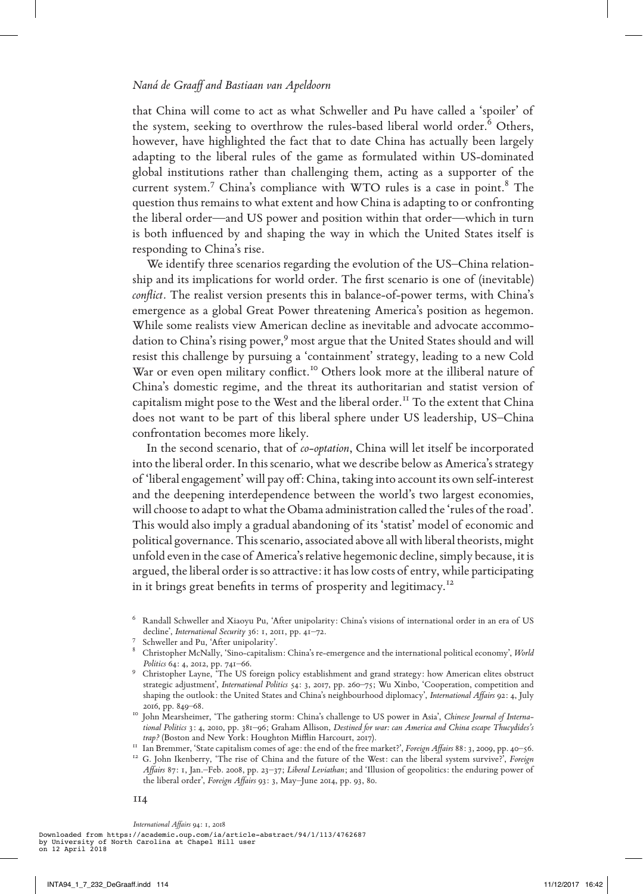that China will come to act as what Schweller and Pu have called a 'spoiler' of the system, seeking to overthrow the rules-based liberal world order.[6] Others, however, have highlighted the fact that to date China has actually been largely adapting to the liberal rules of the game as formulated within US-dominated global institutions rather than challenging them, acting as a supporter of the current system.[7] China's compliance with WTO rules is a case in point.[8] The question thus remains to what extent and how China is adapting to or confronting the liberal order—and US power and position within that order—which in turn is both influenced by and shaping the way in which the United States itself is responding to China's rise.

We identify three scenarios regarding the evolution of the US–China relationship and its implications for world order. The first scenario is one of (inevitable) *conflict*. The realist version presents this in balance-of-power terms, with China's emergence as a global Great Power threatening America's position as hegemon. While some realists view American decline as inevitable and advocate accommodation to China's rising power,[9] most argue that the United States should and will resist this challenge by pursuing a 'containment' strategy, leading to a new Cold War or even open military conflict.[10] Others look more at the illiberal nature of China's domestic regime, and the threat its authoritarian and statist version of capitalism might pose to the West and the liberal order.[11] To the extent that China does not want to be part of this liberal sphere under US leadership, US–China confrontation becomes more likely.

In the second scenario, that of *co-optation*, China will let itself be incorporated into the liberal order. In this scenario, what we describe below as America's strategy of 'liberal engagement' will pay off: China, taking into account its own self-interest and the deepening interdependence between the world's two largest economies, will choose to adapt to what the Obama administration called the 'rules of the road'. This would also imply a gradual abandoning of its 'statist' model of economic and political governance. This scenario, associated above all with liberal theorists, might unfold even in the case of America's relative hegemonic decline, simply because, it is argued, the liberal order is so attractive: it has low costs of entry, while participating in it brings great benefits in terms of prosperity and legitimacy.[12]

---

[6] Randall Schweller and Xiaoyu Pu, 'After unipolarity: China's visions of international order in an era of US decline', *International Security* 36: 1, 2011, pp. 41–72.

[7] Schweller and Pu, 'After unipolarity'.

[8] Christopher McNally, 'Sino-capitalism: China's re-emergence and the international political economy', *World Politics* 64: 4, 2012, pp. 741–66.

[9] Christopher Layne, 'The US foreign policy establishment and grand strategy: how American elites obstruct strategic adjustment', *International Politics* 54: 3, 2017, pp. 260–75; Wu Xinbo, 'Cooperation, competition and shaping the outlook: the United States and China's neighbourhood diplomacy', *International Affairs* 92: 4, July 2016, pp. 849–68.

[10] John Mearsheimer, 'The gathering storm: China's challenge to US power in Asia', *Chinese Journal of International Politics* 3: 4, 2010, pp. 381–96; Graham Allison, *Destined for war: can America and China escape Thucydides's trap?* (Boston and New York: Houghton Mifflin Harcourt, 2017).

[11] Ian Bremmer, 'State capitalism comes of age: the end of the free market?', *Foreign Affairs* 88: 3, 2009, pp. 40–56.

[12] G. John Ikenberry, 'The rise of China and the future of the West: can the liberal system survive?', *Foreign Affairs* 87: 1, Jan.–Feb. 2008, pp. 23–37; *Liberal Leviathan*; and 'Illusion of geopolitics: the enduring power of the liberal order', *Foreign Affairs* 93: 3, May–June 2014, pp. 93, 80.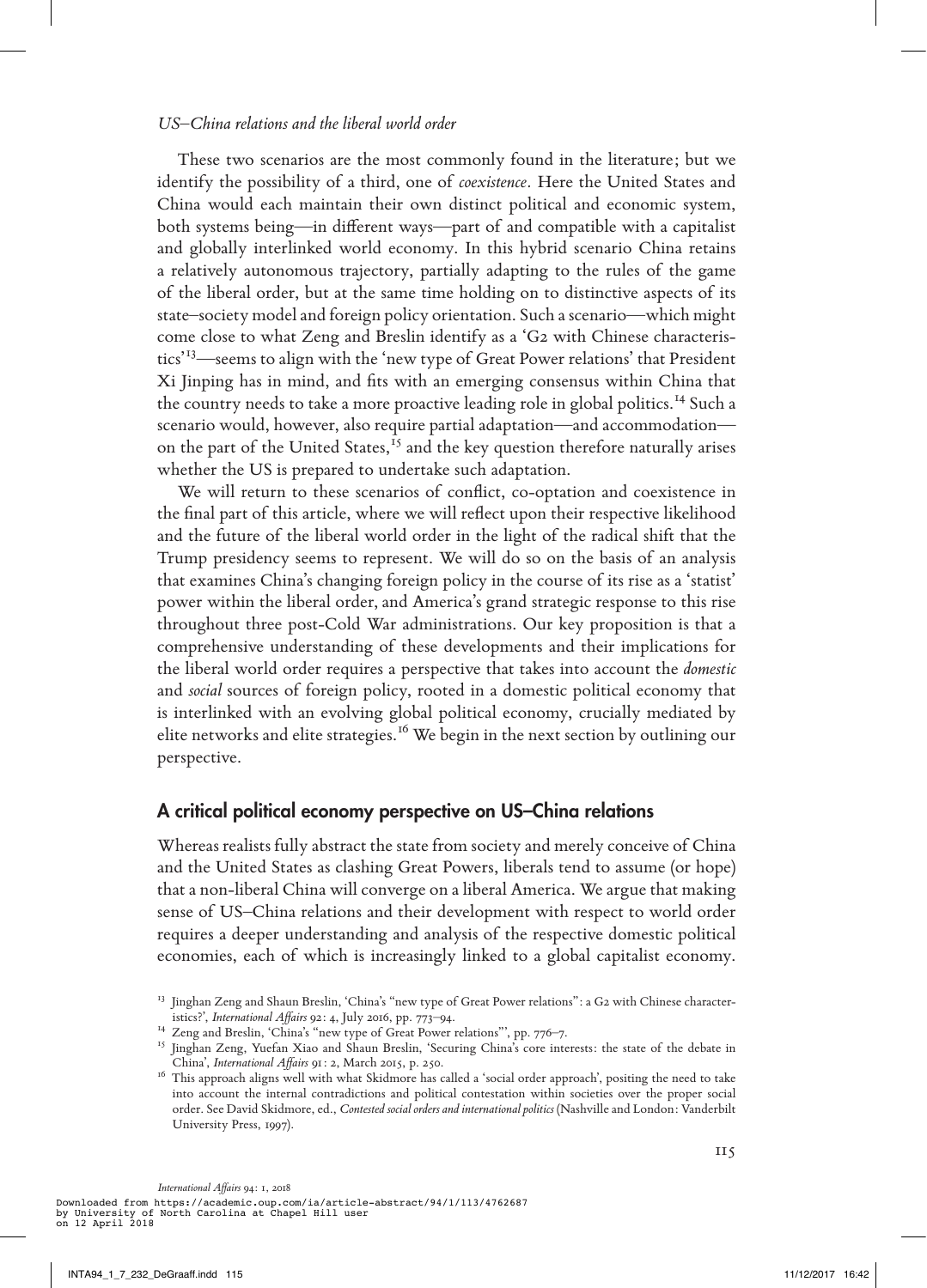These two scenarios are the most commonly found in the literature; but we identify the possibility of a third, one of *coexistence*. Here the United States and China would each maintain their own distinct political and economic system, both systems being—in different ways—part of and compatible with a capitalist and globally interlinked world economy. In this hybrid scenario China retains a relatively autonomous trajectory, partially adapting to the rules of the game of the liberal order, but at the same time holding on to distinctive aspects of its state–society model and foreign policy orientation. Such a scenario—which might come close to what Zeng and Breslin identify as a 'G2 with Chinese characteristics'[13]—seems to align with the 'new type of Great Power relations' that President Xi Jinping has in mind, and fits with an emerging consensus within China that the country needs to take a more proactive leading role in global politics.[14] Such a scenario would, however, also require partial adaptation—and accommodation—on the part of the United States,[15] and the key question therefore naturally arises whether the US is prepared to undertake such adaptation.

We will return to these scenarios of conflict, co-optation and coexistence in the final part of this article, where we will reflect upon their respective likelihood and the future of the liberal world order in the light of the radical shift that the Trump presidency seems to represent. We will do so on the basis of an analysis that examines China's changing foreign policy in the course of its rise as a 'statist' power within the liberal order, and America's grand strategic response to this rise throughout three post-Cold War administrations. Our key proposition is that a comprehensive understanding of these developments and their implications for the liberal world order requires a perspective that takes into account the *domestic* and *social* sources of foreign policy, rooted in a domestic political economy that is interlinked with an evolving global political economy, crucially mediated by elite networks and elite strategies.[16] We begin in the next section by outlining our perspective.

## A critical political economy perspective on US–China relations

Whereas realists fully abstract the state from society and merely conceive of China and the United States as clashing Great Powers, liberals tend to assume (or hope) that a non-liberal China will converge on a liberal America. We argue that making sense of US–China relations and their development with respect to world order requires a deeper understanding and analysis of the respective domestic political economies, each of which is increasingly linked to a global capitalist economy.

---

[13] Jinghan Zeng and Shaun Breslin, 'China's "new type of Great Power relations": a G2 with Chinese characteristics?', *International Affairs* 92: 4, July 2016, pp. 773–94.

[14] Zeng and Breslin, 'China's "new type of Great Power relations"', pp. 776–7.

[15] Jinghan Zeng, Yuefan Xiao and Shaun Breslin, 'Securing China's core interests: the state of the debate in China', *International Affairs* 91: 2, March 2015, p. 250.

[16] This approach aligns well with what Skidmore has called a 'social order approach', positing the need to take into account the internal contradictions and political contestation within societies over the proper social order. See David Skidmore, ed., *Contested social orders and international politics* (Nashville and London: Vanderbilt University Press, 1997).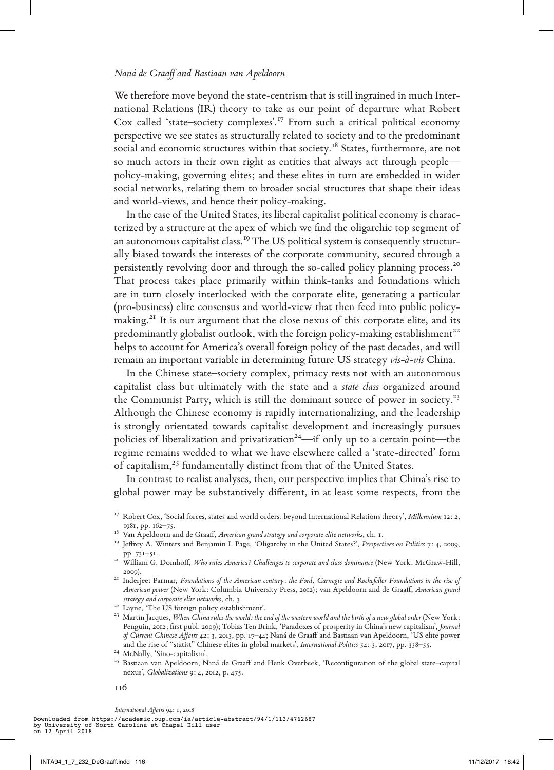We therefore move beyond the state-centrism that is still ingrained in much International Relations (IR) theory to take as our point of departure what Robert Cox called 'state–society complexes'.[17] From such a critical political economy perspective we see states as structurally related to society and to the predominant social and economic structures within that society.[18] States, furthermore, are not so much actors in their own right as entities that always act through people—policy-making, governing elites; and these elites in turn are embedded in wider social networks, relating them to broader social structures that shape their ideas and world-views, and hence their policy-making.

In the case of the United States, its liberal capitalist political economy is characterized by a structure at the apex of which we find the oligarchic top segment of an autonomous capitalist class.[19] The US political system is consequently structurally biased towards the interests of the corporate community, secured through a persistently revolving door and through the so-called policy planning process.[20] That process takes place primarily within think-tanks and foundations which are in turn closely interlocked with the corporate elite, generating a particular (pro-business) elite consensus and world-view that then feed into public policy-making.[21] It is our argument that the close nexus of this corporate elite, and its predominantly globalist outlook, with the foreign policy-making establishment[22] helps to account for America's overall foreign policy of the past decades, and will remain an important variable in determining future US strategy *vis-à-vis* China.

In the Chinese state–society complex, primacy rests not with an autonomous capitalist class but ultimately with the state and a *state class* organized around the Communist Party, which is still the dominant source of power in society.[23] Although the Chinese economy is rapidly internationalizing, and the leadership is strongly orientated towards capitalist development and increasingly pursues policies of liberalization and privatization[24]—if only up to a certain point—the regime remains wedded to what we have elsewhere called a 'state-directed' form of capitalism,[25] fundamentally distinct from that of the United States.

In contrast to realist analyses, then, our perspective implies that China's rise to global power may be substantively different, in at least some respects, from the

---

[17] Robert Cox, 'Social forces, states and world orders: beyond International Relations theory', *Millennium* 12: 2, 1981, pp. 162–75.

[18] Van Apeldoorn and de Graaff, *American grand strategy and corporate elite networks*, ch. 1.

[19] Jeffrey A. Winters and Benjamin I. Page, 'Oligarchy in the United States?', *Perspectives on Politics* 7: 4, 2009, pp. 731–51.

[20] William G. Domhoff, *Who rules America? Challenges to corporate and class dominance* (New York: McGraw-Hill, 2009).

[21] Inderjeet Parmar, *Foundations of the American century: the Ford, Carnegie and Rockefeller Foundations in the rise of American power* (New York: Columbia University Press, 2012); van Apeldoorn and de Graaff, *American grand strategy and corporate elite networks*, ch. 3.

[22] Layne, 'The US foreign policy establishment'.

[23] Martin Jacques, *When China rules the world: the end of the western world and the birth of a new global order* (New York: Penguin, 2012; first publ. 2009); Tobias Ten Brink, 'Paradoxes of prosperity in China's new capitalism', *Journal of Current Chinese Affairs* 42: 3, 2013, pp. 17–44; Naná de Graaff and Bastiaan van Apeldoorn, 'US elite power and the rise of "statist" Chinese elites in global markets', *International Politics* 54: 3, 2017, pp. 338–55.

[24] McNally, 'Sino-capitalism'.

[25] Bastiaan van Apeldoorn, Naná de Graaff and Henk Overbeek, 'Reconfiguration of the global state–capital nexus', *Globalizations* 9: 4, 2012, p. 475.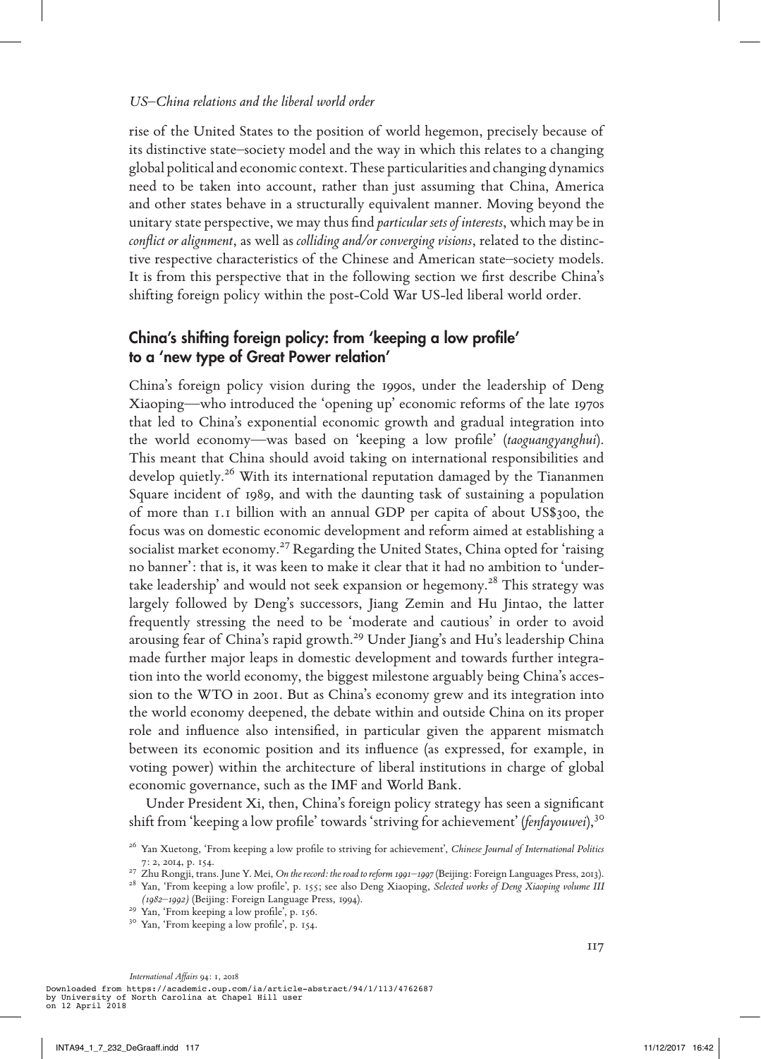rise of the United States to the position of world hegemon, precisely because of its distinctive state–society model and the way in which this relates to a changing global political and economic context. These particularities and changing dynamics need to be taken into account, rather than just assuming that China, America and other states behave in a structurally equivalent manner. Moving beyond the unitary state perspective, we may thus find *particular sets of interests*, which may be in *conflict or alignment*, as well as *colliding and/or converging visions*, related to the distinctive respective characteristics of the Chinese and American state–society models. It is from this perspective that in the following section we first describe China's shifting foreign policy within the post-Cold War US-led liberal world order.

## China's shifting foreign policy: from 'keeping a low profile' to a 'new type of Great Power relation'

China's foreign policy vision during the 1990s, under the leadership of Deng Xiaoping—who introduced the 'opening up' economic reforms of the late 1970s that led to China's exponential economic growth and gradual integration into the world economy—was based on 'keeping a low profile' (*taoguangyanghui*). This meant that China should avoid taking on international responsibilities and develop quietly.[26] With its international reputation damaged by the Tiananmen Square incident of 1989, and with the daunting task of sustaining a population of more than 1.1 billion with an annual GDP per capita of about US$300, the focus was on domestic economic development and reform aimed at establishing a socialist market economy.[27] Regarding the United States, China opted for 'raising no banner': that is, it was keen to make it clear that it had no ambition to 'undertake leadership' and would not seek expansion or hegemony.[28] This strategy was largely followed by Deng's successors, Jiang Zemin and Hu Jintao, the latter frequently stressing the need to be 'moderate and cautious' in order to avoid arousing fear of China's rapid growth.[29] Under Jiang's and Hu's leadership China made further major leaps in domestic development and towards further integration into the world economy, the biggest milestone arguably being China's accession to the WTO in 2001. But as China's economy grew and its integration into the world economy deepened, the debate within and outside China on its proper role and influence also intensified, in particular given the apparent mismatch between its economic position and its influence (as expressed, for example, in voting power) within the architecture of liberal institutions in charge of global economic governance, such as the IMF and World Bank.

Under President Xi, then, China's foreign policy strategy has seen a significant shift from 'keeping a low profile' towards 'striving for achievement' (*fenfayouwei*),[30]

[26] Yan Xuetong, 'From keeping a low profile to striving for achievement', *Chinese Journal of International Politics* 7: 2, 2014, p. 154.

[27] Zhu Rongji, trans. June Y. Mei, *On the record: the road to reform 1991–1997* (Beijing: Foreign Languages Press, 2013).

[28] Yan, 'From keeping a low profile', p. 155; see also Deng Xiaoping, *Selected works of Deng Xiaoping volume III (1982–1992)* (Beijing: Foreign Language Press, 1994).

[29] Yan, 'From keeping a low profile', p. 156.

[30] Yan, 'From keeping a low profile', p. 154.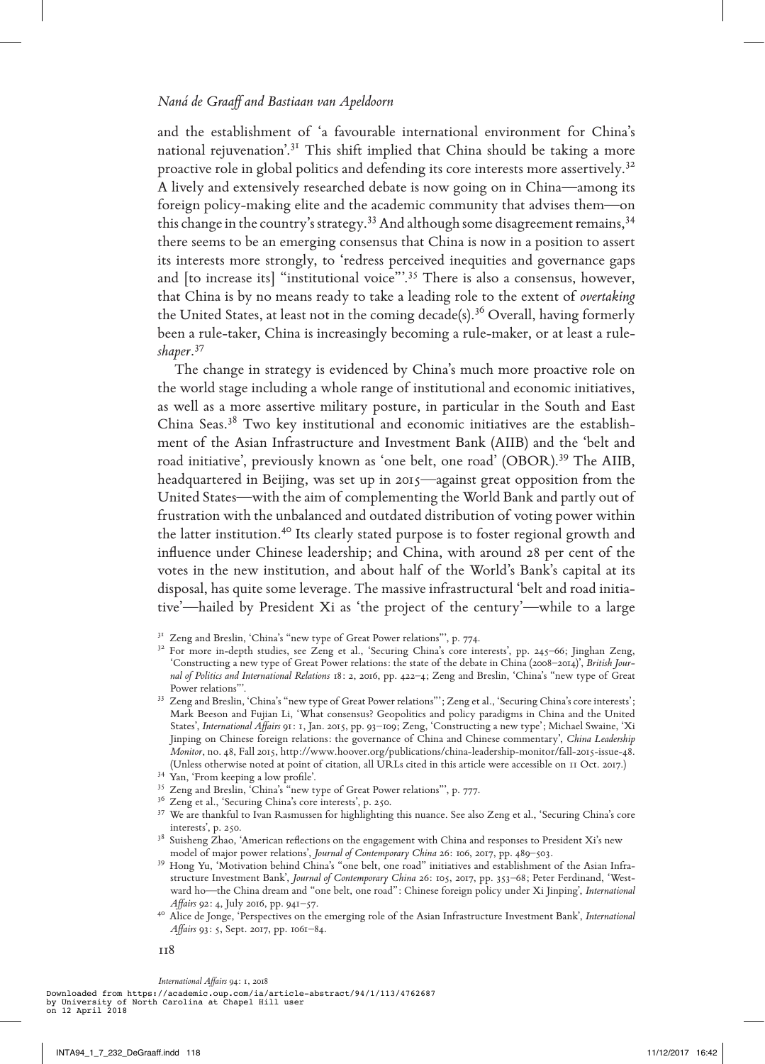and the establishment of 'a favourable international environment for China's national rejuvenation'.[31] This shift implied that China should be taking a more proactive role in global politics and defending its core interests more assertively.[32] A lively and extensively researched debate is now going on in China—among its foreign policy-making elite and the academic community that advises them—on this change in the country's strategy.[33] And although some disagreement remains,[34] there seems to be an emerging consensus that China is now in a position to assert its interests more strongly, to 'redress perceived inequities and governance gaps and [to increase its] "institutional voice"'.[35] There is also a consensus, however, that China is by no means ready to take a leading role to the extent of *overtaking* the United States, at least not in the coming decade(s).[36] Overall, having formerly been a rule-taker, China is increasingly becoming a rule-maker, or at least a rule-*shaper*.[37]

The change in strategy is evidenced by China's much more proactive role on the world stage including a whole range of institutional and economic initiatives, as well as a more assertive military posture, in particular in the South and East China Seas.[38] Two key institutional and economic initiatives are the establishment of the Asian Infrastructure and Investment Bank (AIIB) and the 'belt and road initiative', previously known as 'one belt, one road' (OBOR).[39] The AIIB, headquartered in Beijing, was set up in 2015—against great opposition from the United States—with the aim of complementing the World Bank and partly out of frustration with the unbalanced and outdated distribution of voting power within the latter institution.[40] Its clearly stated purpose is to foster regional growth and influence under Chinese leadership; and China, with around 28 per cent of the votes in the new institution, and about half of the World's Bank's capital at its disposal, has quite some leverage. The massive infrastructural 'belt and road initiative'—hailed by President Xi as 'the project of the century'—while to a large

---

[31] Zeng and Breslin, 'China's "new type of Great Power relations"', p. 774.

[32] For more in-depth studies, see Zeng et al., 'Securing China's core interests', pp. 245–66; Jinghan Zeng, 'Constructing a new type of Great Power relations: the state of the debate in China (2008–2014)', *British Journal of Politics and International Relations* 18: 2, 2016, pp. 422–4; Zeng and Breslin, 'China's "new type of Great Power relations"'.

[33] Zeng and Breslin, 'China's "new type of Great Power relations"'; Zeng et al., 'Securing China's core interests'; Mark Beeson and Fujian Li, 'What consensus? Geopolitics and policy paradigms in China and the United States', *International Affairs* 91: 1, Jan. 2015, pp. 93–109; Zeng, 'Constructing a new type'; Michael Swaine, 'Xi Jinping on Chinese foreign relations: the governance of China and Chinese commentary', *China Leadership Monitor*, no. 48, Fall 2015, http://www.hoover.org/publications/china-leadership-monitor/fall-2015-issue-48. (Unless otherwise noted at point of citation, all URLs cited in this article were accessible on 11 Oct. 2017.)

[34] Yan, 'From keeping a low profile'.

[35] Zeng and Breslin, 'China's "new type of Great Power relations"', p. 777.

[36] Zeng et al., 'Securing China's core interests', p. 250.

[37] We are thankful to Ivan Rasmussen for highlighting this nuance. See also Zeng et al., 'Securing China's core interests', p. 250.

[38] Suisheng Zhao, 'American reflections on the engagement with China and responses to President Xi's new model of major power relations', *Journal of Contemporary China* 26: 106, 2017, pp. 489–503.

[39] Hong Yu, 'Motivation behind China's "one belt, one road" initiatives and establishment of the Asian Infrastructure Investment Bank', *Journal of Contemporary China* 26: 105, 2017, pp. 353–68; Peter Ferdinand, 'Westward ho—the China dream and "one belt, one road": Chinese foreign policy under Xi Jinping', *International Affairs* 92: 4, July 2016, pp. 941–57.

[40] Alice de Jonge, 'Perspectives on the emerging role of the Asian Infrastructure Investment Bank', *International Affairs* 93: 5, Sept. 2017, pp. 1061–84.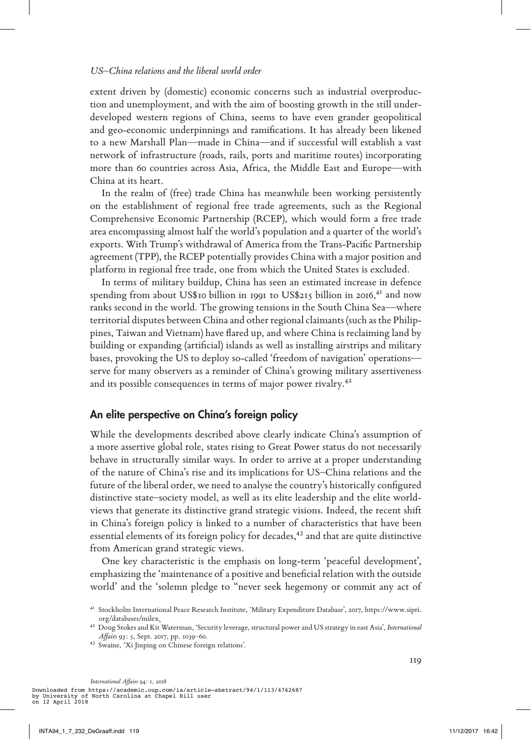extent driven by (domestic) economic concerns such as industrial overproduction and unemployment, and with the aim of boosting growth in the still underdeveloped western regions of China, seems to have even grander geopolitical and geo-economic underpinnings and ramifications. It has already been likened to a new Marshall Plan—made in China—and if successful will establish a vast network of infrastructure (roads, rails, ports and maritime routes) incorporating more than 60 countries across Asia, Africa, the Middle East and Europe—with China at its heart.

In the realm of (free) trade China has meanwhile been working persistently on the establishment of regional free trade agreements, such as the Regional Comprehensive Economic Partnership (RCEP), which would form a free trade area encompassing almost half the world's population and a quarter of the world's exports. With Trump's withdrawal of America from the Trans-Pacific Partnership agreement (TPP), the RCEP potentially provides China with a major position and platform in regional free trade, one from which the United States is excluded.

In terms of military buildup, China has seen an estimated increase in defence spending from about US$10 billion in 1991 to US$215 billion in 2016,[41] and now ranks second in the world. The growing tensions in the South China Sea—where territorial disputes between China and other regional claimants (such as the Philippines, Taiwan and Vietnam) have flared up, and where China is reclaiming land by building or expanding (artificial) islands as well as installing airstrips and military bases, provoking the US to deploy so-called 'freedom of navigation' operations—serve for many observers as a reminder of China's growing military assertiveness and its possible consequences in terms of major power rivalry.[42]

## An elite perspective on China's foreign policy

While the developments described above clearly indicate China's assumption of a more assertive global role, states rising to Great Power status do not necessarily behave in structurally similar ways. In order to arrive at a proper understanding of the nature of China's rise and its implications for US–China relations and the future of the liberal order, we need to analyse the country's historically configured distinctive state–society model, as well as its elite leadership and the elite worldviews that generate its distinctive grand strategic visions. Indeed, the recent shift in China's foreign policy is linked to a number of characteristics that have been essential elements of its foreign policy for decades,[43] and that are quite distinctive from American grand strategic views.

One key characteristic is the emphasis on long-term 'peaceful development', emphasizing the 'maintenance of a positive and beneficial relation with the outside world' and the 'solemn pledge to "never seek hegemony or commit any act of

[41] Stockholm International Peace Research Institute, 'Military Expenditure Database', 2017, https://www.sipri.org/databases/milex.

[42] Doug Stokes and Kit Waterman, 'Security leverage, structural power and US strategy in east Asia', *International Affairs* 93: 5, Sept. 2017, pp. 1039–60.

[43] Swaine, 'Xi Jinping on Chinese foreign relations'.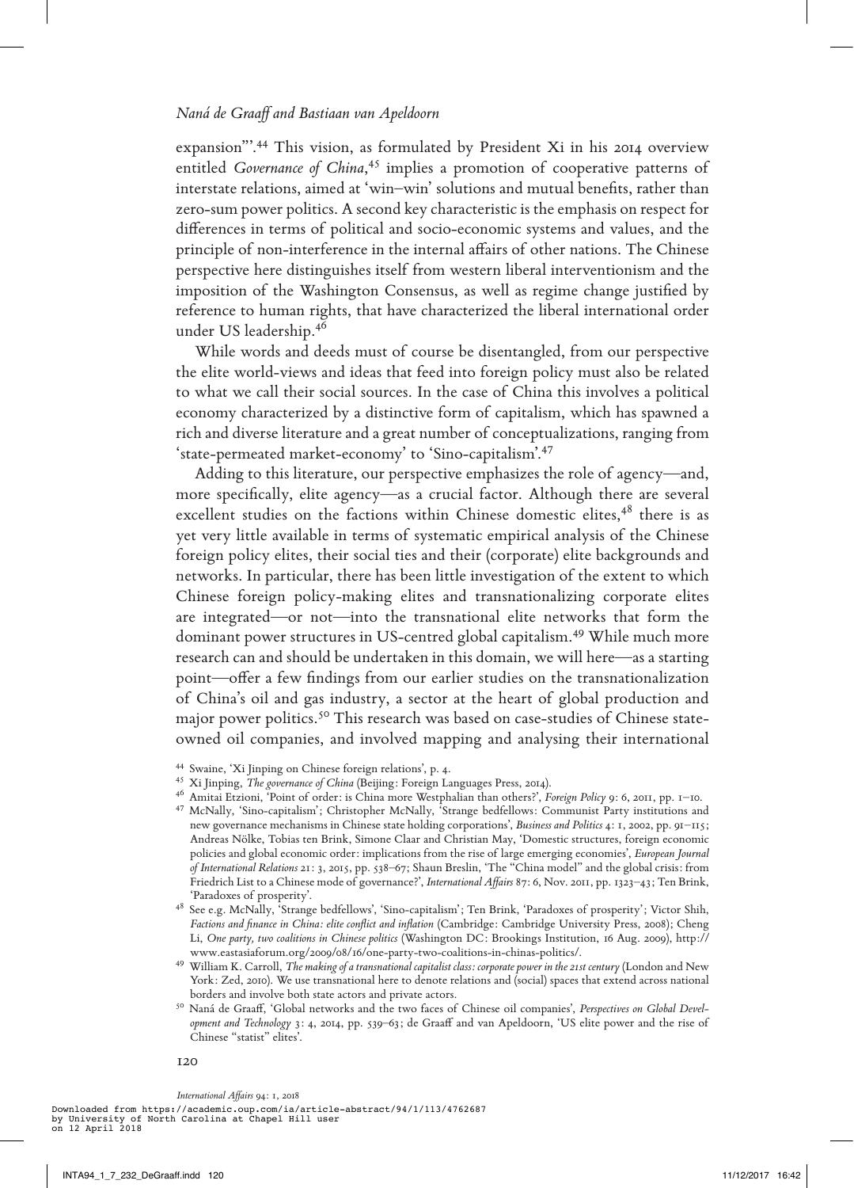expansion"'.[44] This vision, as formulated by President Xi in his 2014 overview entitled *Governance of China*,[45] implies a promotion of cooperative patterns of interstate relations, aimed at 'win–win' solutions and mutual benefits, rather than zero-sum power politics. A second key characteristic is the emphasis on respect for differences in terms of political and socio-economic systems and values, and the principle of non-interference in the internal affairs of other nations. The Chinese perspective here distinguishes itself from western liberal interventionism and the imposition of the Washington Consensus, as well as regime change justified by reference to human rights, that have characterized the liberal international order under US leadership.[46]

While words and deeds must of course be disentangled, from our perspective the elite world-views and ideas that feed into foreign policy must also be related to what we call their social sources. In the case of China this involves a political economy characterized by a distinctive form of capitalism, which has spawned a rich and diverse literature and a great number of conceptualizations, ranging from 'state-permeated market-economy' to 'Sino-capitalism'.[47]

Adding to this literature, our perspective emphasizes the role of agency—and, more specifically, elite agency—as a crucial factor. Although there are several excellent studies on the factions within Chinese domestic elites,[48] there is as yet very little available in terms of systematic empirical analysis of the Chinese foreign policy elites, their social ties and their (corporate) elite backgrounds and networks. In particular, there has been little investigation of the extent to which Chinese foreign policy-making elites and transnationalizing corporate elites are integrated—or not—into the transnational elite networks that form the dominant power structures in US-centred global capitalism.[49] While much more research can and should be undertaken in this domain, we will here—as a starting point—offer a few findings from our earlier studies on the transnationalization of China's oil and gas industry, a sector at the heart of global production and major power politics.[50] This research was based on case-studies of Chinese state-owned oil companies, and involved mapping and analysing their international

---

[44] Swaine, 'Xi Jinping on Chinese foreign relations', p. 4.

[45] Xi Jinping, *The governance of China* (Beijing: Foreign Languages Press, 2014).

[46] Amitai Etzioni, 'Point of order: is China more Westphalian than others?', *Foreign Policy* 9: 6, 2011, pp. 1–10.

[47] McNally, 'Sino-capitalism'; Christopher McNally, 'Strange bedfellows: Communist Party institutions and new governance mechanisms in Chinese state holding corporations', *Business and Politics* 4: 1, 2002, pp. 91–115; Andreas Nölke, Tobias ten Brink, Simone Claar and Christian May, 'Domestic structures, foreign economic policies and global economic order: implications from the rise of large emerging economies', *European Journal of International Relations* 21: 3, 2015, pp. 538–67; Shaun Breslin, 'The "China model" and the global crisis: from Friedrich List to a Chinese mode of governance?', *International Affairs* 87: 6, Nov. 2011, pp. 1323–43; Ten Brink, 'Paradoxes of prosperity'.

[48] See e.g. McNally, 'Strange bedfellows', 'Sino-capitalism'; Ten Brink, 'Paradoxes of prosperity'; Victor Shih, *Factions and finance in China: elite conflict and inflation* (Cambridge: Cambridge University Press, 2008); Cheng Li, *One party, two coalitions in Chinese politics* (Washington DC: Brookings Institution, 16 Aug. 2009), http://www.eastasiaforum.org/2009/08/16/one-party-two-coalitions-in-chinas-politics/.

[49] William K. Carroll, *The making of a transnational capitalist class: corporate power in the 21st century* (London and New York: Zed, 2010). We use transnational here to denote relations and (social) spaces that extend across national borders and involve both state actors and private actors.

[50] Naná de Graaff, 'Global networks and the two faces of Chinese oil companies', *Perspectives on Global Development and Technology* 3: 4, 2014, pp. 539–63; de Graaff and van Apeldoorn, 'US elite power and the rise of Chinese "statist" elites'.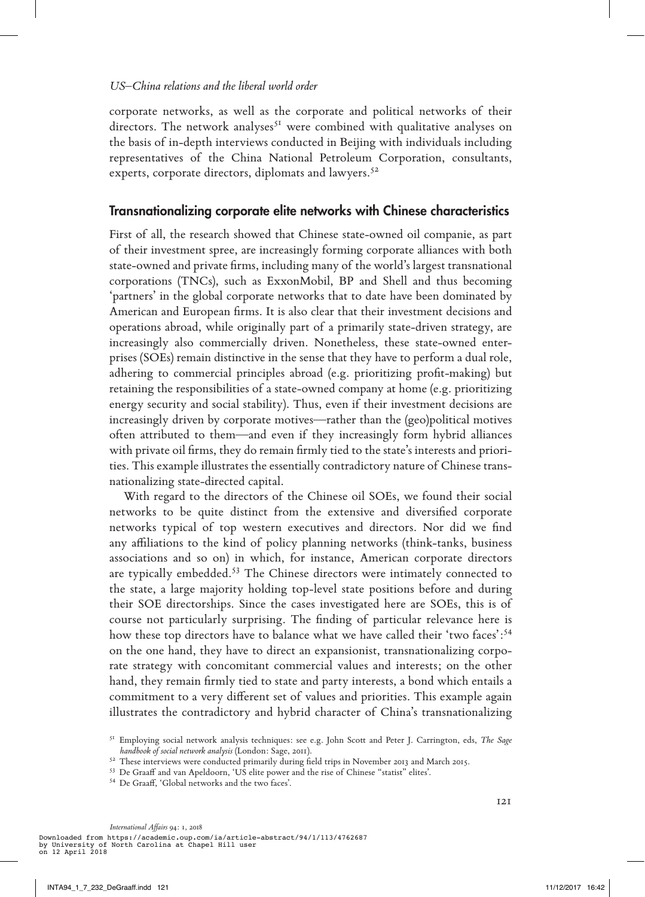corporate networks, as well as the corporate and political networks of their directors. The network analyses[51] were combined with qualitative analyses on the basis of in-depth interviews conducted in Beijing with individuals including representatives of the China National Petroleum Corporation, consultants, experts, corporate directors, diplomats and lawyers.[52]

## Transnationalizing corporate elite networks with Chinese characteristics

First of all, the research showed that Chinese state-owned oil companie, as part of their investment spree, are increasingly forming corporate alliances with both state-owned and private firms, including many of the world's largest transnational corporations (TNCs), such as ExxonMobil, BP and Shell and thus becoming 'partners' in the global corporate networks that to date have been dominated by American and European firms. It is also clear that their investment decisions and operations abroad, while originally part of a primarily state-driven strategy, are increasingly also commercially driven. Nonetheless, these state-owned enterprises (SOEs) remain distinctive in the sense that they have to perform a dual role, adhering to commercial principles abroad (e.g. prioritizing profit-making) but retaining the responsibilities of a state-owned company at home (e.g. prioritizing energy security and social stability). Thus, even if their investment decisions are increasingly driven by corporate motives—rather than the (geo)political motives often attributed to them—and even if they increasingly form hybrid alliances with private oil firms, they do remain firmly tied to the state's interests and priorities. This example illustrates the essentially contradictory nature of Chinese transnationalizing state-directed capital.

With regard to the directors of the Chinese oil SOEs, we found their social networks to be quite distinct from the extensive and diversified corporate networks typical of top western executives and directors. Nor did we find any affiliations to the kind of policy planning networks (think-tanks, business associations and so on) in which, for instance, American corporate directors are typically embedded.[53] The Chinese directors were intimately connected to the state, a large majority holding top-level state positions before and during their SOE directorships. Since the cases investigated here are SOEs, this is of course not particularly surprising. The finding of particular relevance here is how these top directors have to balance what we have called their 'two faces':[54] on the one hand, they have to direct an expansionist, transnationalizing corporate strategy with concomitant commercial values and interests; on the other hand, they remain firmly tied to state and party interests, a bond which entails a commitment to a very different set of values and priorities. This example again illustrates the contradictory and hybrid character of China's transnationalizing

[51] Employing social network analysis techniques: see e.g. John Scott and Peter J. Carrington, eds, *The Sage handbook of social network analysis* (London: Sage, 2011).

[52] These interviews were conducted primarily during field trips in November 2013 and March 2015.

[53] De Graaff and van Apeldoorn, 'US elite power and the rise of Chinese "statist" elites'.

[54] De Graaff, 'Global networks and the two faces'.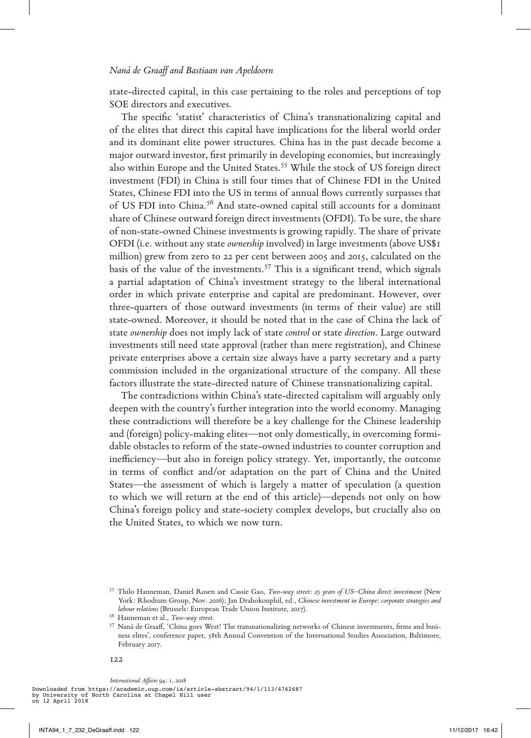state-directed capital, in this case pertaining to the roles and perceptions of top SOE directors and executives.

The specific 'statist' characteristics of China's transnationalizing capital and of the elites that direct this capital have implications for the liberal world order and its dominant elite power structures. China has in the past decade become a major outward investor, first primarily in developing economies, but increasingly also within Europe and the United States.[55] While the stock of US foreign direct investment (FDI) in China is still four times that of Chinese FDI in the United States, Chinese FDI into the US in terms of annual flows currently surpasses that of US FDI into China.[56] And state-owned capital still accounts for a dominant share of Chinese outward foreign direct investments (OFDI). To be sure, the share of non-state-owned Chinese investments is growing rapidly. The share of private OFDI (i.e. without any state *ownership* involved) in large investments (above US$1 million) grew from zero to 22 per cent between 2005 and 2015, calculated on the basis of the value of the investments.[57] This is a significant trend, which signals a partial adaptation of China's investment strategy to the liberal international order in which private enterprise and capital are predominant. However, over three-quarters of those outward investments (in terms of their value) are still state-owned. Moreover, it should be noted that in the case of China the lack of state *ownership* does not imply lack of state *control* or state *direction*. Large outward investments still need state approval (rather than mere registration), and Chinese private enterprises above a certain size always have a party secretary and a party commission included in the organizational structure of the company. All these factors illustrate the state-directed nature of Chinese transnationalizing capital.

The contradictions within China's state-directed capitalism will arguably only deepen with the country's further integration into the world economy. Managing these contradictions will therefore be a key challenge for the Chinese leadership and (foreign) policy-making elites—not only domestically, in overcoming formidable obstacles to reform of the state-owned industries to counter corruption and inefficiency—but also in foreign policy strategy. Yet, importantly, the outcome in terms of conflict and/or adaptation on the part of China and the United States—the assessment of which is largely a matter of speculation (a question to which we will return at the end of this article)—depends not only on how China's foreign policy and state-society complex develops, but crucially also on the United States, to which we now turn.

---

[55] Thilo Hanneman, Daniel Rosen and Cassie Gao, *Two-way street: 25 years of US–China direct investment* (New York: Rhodium Group, Nov. 2016); Jan Drahokouphil, ed., *Chinese investment in Europe: corporate strategies and labour relations* (Brussels: European Trade Union Institute, 2017).

[56] Hanneman et al., *Two-way street*.

[57] Naná de Graaff, 'China goes West! The transnationalizing networks of Chinese investments, firms and business elites', conference paper, 58th Annual Convention of the International Studies Association, Baltimore, February 2017.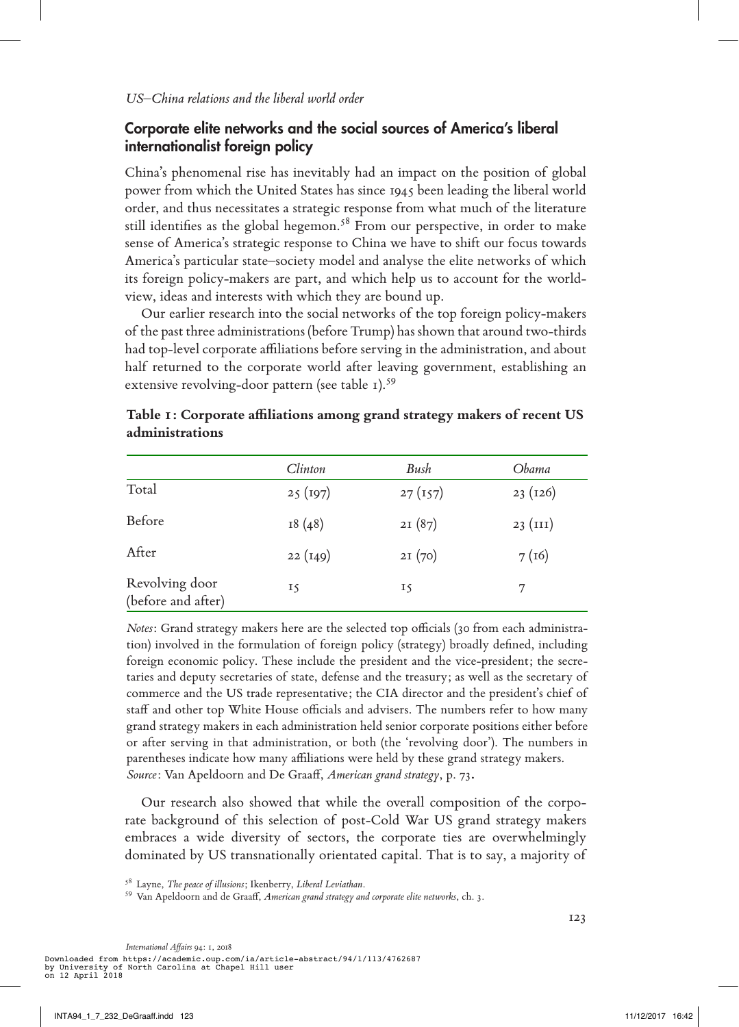## Corporate elite networks and the social sources of America's liberal internationalist foreign policy

China's phenomenal rise has inevitably had an impact on the position of global power from which the United States has since 1945 been leading the liberal world order, and thus necessitates a strategic response from what much of the literature still identifies as the global hegemon.[58] From our perspective, in order to make sense of America's strategic response to China we have to shift our focus towards America's particular state–society model and analyse the elite networks of which its foreign policy-makers are part, and which help us to account for the world-view, ideas and interests with which they are bound up.

Our earlier research into the social networks of the top foreign policy-makers of the past three administrations (before Trump) has shown that around two-thirds had top-level corporate affiliations before serving in the administration, and about half returned to the corporate world after leaving government, establishing an extensive revolving-door pattern (see table 1).[59]

**Table 1: Corporate affiliations among grand strategy makers of recent US administrations**

| | *Clinton* | *Bush* | *Obama* |
|---|---|---|---|
| Total | 25 (197) | 27 (157) | 23 (126) |
| Before | 18 (48) | 21 (87) | 23 (111) |
| After | 22 (149) | 21 (70) | 7 (16) |
| Revolving door (before and after) | 15 | 15 | 7 |

*Notes*: Grand strategy makers here are the selected top officials (30 from each administration) involved in the formulation of foreign policy (strategy) broadly defined, including foreign economic policy. These include the president and the vice-president; the secretaries and deputy secretaries of state, defense and the treasury; as well as the secretary of commerce and the US trade representative; the CIA director and the president's chief of staff and other top White House officials and advisers. The numbers refer to how many grand strategy makers in each administration held senior corporate positions either before or after serving in that administration, or both (the 'revolving door'). The numbers in parentheses indicate how many affiliations were held by these grand strategy makers.
*Source*: Van Apeldoorn and De Graaff, *American grand strategy*, p. 73.

Our research also showed that while the overall composition of the corporate background of this selection of post-Cold War US grand strategy makers embraces a wide diversity of sectors, the corporate ties are overwhelmingly dominated by US transnationally orientated capital. That is to say, a majority of

[58] Layne, *The peace of illusions*; Ikenberry, *Liberal Leviathan*.

[59] Van Apeldoorn and de Graaff, *American grand strategy and corporate elite networks*, ch. 3.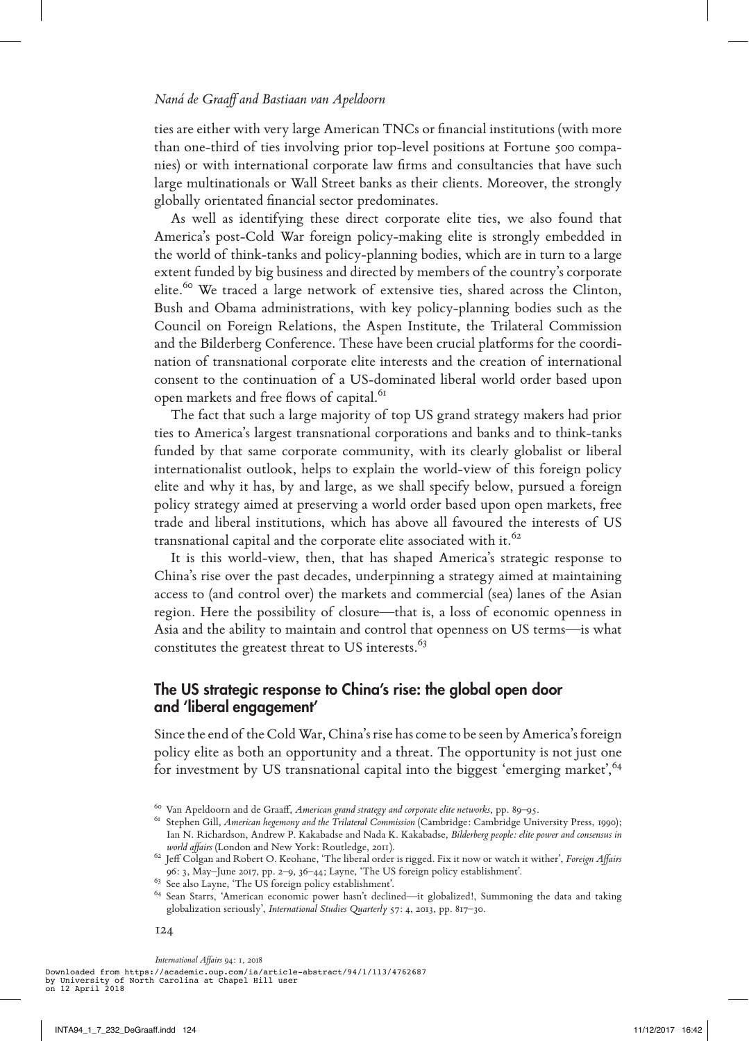ties are either with very large American TNCs or financial institutions (with more than one-third of ties involving prior top-level positions at Fortune 500 companies) or with international corporate law firms and consultancies that have such large multinationals or Wall Street banks as their clients. Moreover, the strongly globally orientated financial sector predominates.

As well as identifying these direct corporate elite ties, we also found that America's post-Cold War foreign policy-making elite is strongly embedded in the world of think-tanks and policy-planning bodies, which are in turn to a large extent funded by big business and directed by members of the country's corporate elite.[60] We traced a large network of extensive ties, shared across the Clinton, Bush and Obama administrations, with key policy-planning bodies such as the Council on Foreign Relations, the Aspen Institute, the Trilateral Commission and the Bilderberg Conference. These have been crucial platforms for the coordination of transnational corporate elite interests and the creation of international consent to the continuation of a US-dominated liberal world order based upon open markets and free flows of capital.[61]

The fact that such a large majority of top US grand strategy makers had prior ties to America's largest transnational corporations and banks and to think-tanks funded by that same corporate community, with its clearly globalist or liberal internationalist outlook, helps to explain the world-view of this foreign policy elite and why it has, by and large, as we shall specify below, pursued a foreign policy strategy aimed at preserving a world order based upon open markets, free trade and liberal institutions, which has above all favoured the interests of US transnational capital and the corporate elite associated with it.[62]

It is this world-view, then, that has shaped America's strategic response to China's rise over the past decades, underpinning a strategy aimed at maintaining access to (and control over) the markets and commercial (sea) lanes of the Asian region. Here the possibility of closure—that is, a loss of economic openness in Asia and the ability to maintain and control that openness on US terms—is what constitutes the greatest threat to US interests.[63]

## The US strategic response to China's rise: the global open door and 'liberal engagement'

Since the end of the Cold War, China's rise has come to be seen by America's foreign policy elite as both an opportunity and a threat. The opportunity is not just one for investment by US transnational capital into the biggest 'emerging market',[64]

---

[60] Van Apeldoorn and de Graaff, *American grand strategy and corporate elite networks*, pp. 89–95.

[61] Stephen Gill, *American hegemony and the Trilateral Commission* (Cambridge: Cambridge University Press, 1990); Ian N. Richardson, Andrew P. Kakabadse and Nada K. Kakabadse, *Bilderberg people: elite power and consensus in world affairs* (London and New York: Routledge, 2011).

[62] Jeff Colgan and Robert O. Keohane, 'The liberal order is rigged. Fix it now or watch it wither', *Foreign Affairs* 96: 3, May–June 2017, pp. 2–9, 36–44; Layne, 'The US foreign policy establishment'.

[63] See also Layne, 'The US foreign policy establishment'.

[64] Sean Starrs, 'American economic power hasn't declined—it globalized!, Summoning the data and taking globalization seriously', *International Studies Quarterly* 57: 4, 2013, pp. 817–30.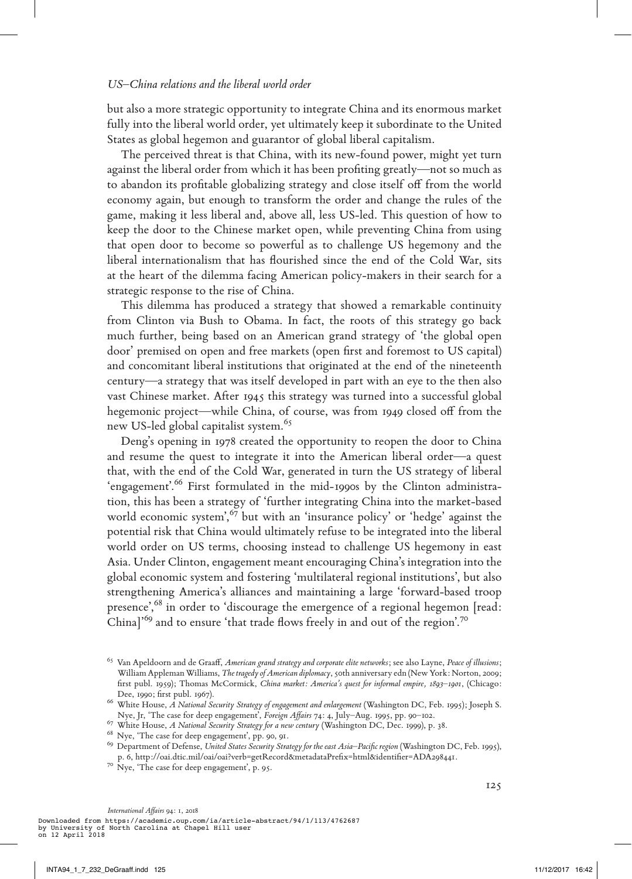but also a more strategic opportunity to integrate China and its enormous market fully into the liberal world order, yet ultimately keep it subordinate to the United States as global hegemon and guarantor of global liberal capitalism.

The perceived threat is that China, with its new-found power, might yet turn against the liberal order from which it has been profiting greatly—not so much as to abandon its profitable globalizing strategy and close itself off from the world economy again, but enough to transform the order and change the rules of the game, making it less liberal and, above all, less US-led. This question of how to keep the door to the Chinese market open, while preventing China from using that open door to become so powerful as to challenge US hegemony and the liberal internationalism that has flourished since the end of the Cold War, sits at the heart of the dilemma facing American policy-makers in their search for a strategic response to the rise of China.

This dilemma has produced a strategy that showed a remarkable continuity from Clinton via Bush to Obama. In fact, the roots of this strategy go back much further, being based on an American grand strategy of 'the global open door' premised on open and free markets (open first and foremost to US capital) and concomitant liberal institutions that originated at the end of the nineteenth century—a strategy that was itself developed in part with an eye to the then also vast Chinese market. After 1945 this strategy was turned into a successful global hegemonic project—while China, of course, was from 1949 closed off from the new US-led global capitalist system.[65]

Deng's opening in 1978 created the opportunity to reopen the door to China and resume the quest to integrate it into the American liberal order—a quest that, with the end of the Cold War, generated in turn the US strategy of liberal 'engagement'.[66] First formulated in the mid-1990s by the Clinton administration, this has been a strategy of 'further integrating China into the market-based world economic system',[67] but with an 'insurance policy' or 'hedge' against the potential risk that China would ultimately refuse to be integrated into the liberal world order on US terms, choosing instead to challenge US hegemony in east Asia. Under Clinton, engagement meant encouraging China's integration into the global economic system and fostering 'multilateral regional institutions', but also strengthening America's alliances and maintaining a large 'forward-based troop presence',[68] in order to 'discourage the emergence of a regional hegemon [read: China]'[69] and to ensure 'that trade flows freely in and out of the region'.[70]

---

[65] Van Apeldoorn and de Graaff, *American grand strategy and corporate elite networks*; see also Layne, *Peace of illusions*; William Appleman Williams, *The tragedy of American diplomacy*, 50th anniversary edn (New York: Norton, 2009; first publ. 1959); Thomas McCormick, *China market: America's quest for informal empire, 1893–1901*, (Chicago: Dee, 1990; first publ. 1967).

[66] White House, *A National Security Strategy of engagement and enlargement* (Washington DC, Feb. 1995); Joseph S. Nye, Jr, 'The case for deep engagement', *Foreign Affairs* 74: 4, July–Aug. 1995, pp. 90–102.

[67] White House, *A National Security Strategy for a new century* (Washington DC, Dec. 1999), p. 38.

[68] Nye, 'The case for deep engagement', pp. 90, 91.

[69] Department of Defense, *United States Security Strategy for the east Asia–Pacific region* (Washington DC, Feb. 1995), p. 6, http://oai.dtic.mil/oai/oai?verb=getRecord&metadataPrefix=html&identifier=ADA298441.

[70] Nye, 'The case for deep engagement', p. 95.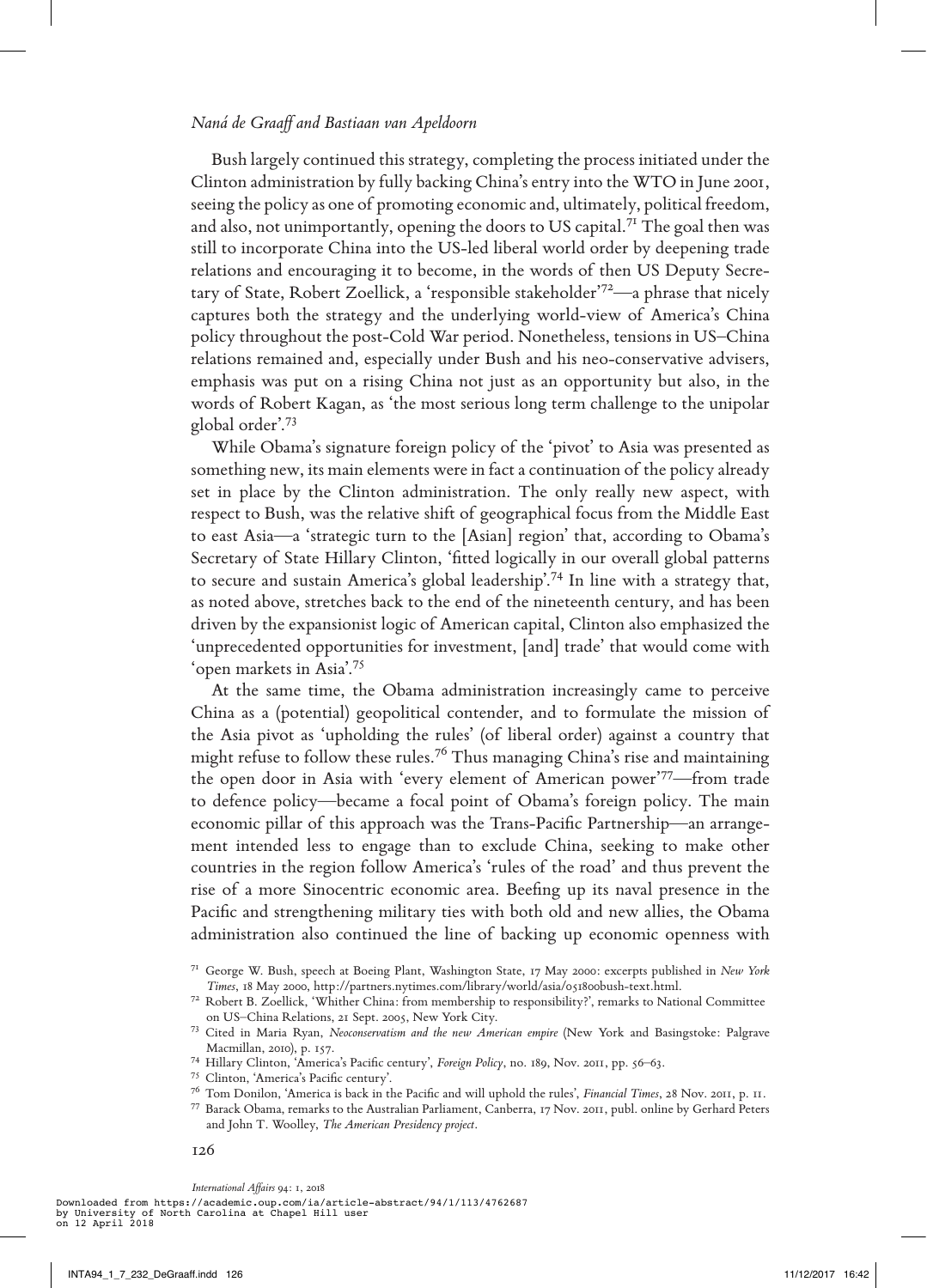Bush largely continued this strategy, completing the process initiated under the Clinton administration by fully backing China's entry into the WTO in June 2001, seeing the policy as one of promoting economic and, ultimately, political freedom, and also, not unimportantly, opening the doors to US capital.[71] The goal then was still to incorporate China into the US-led liberal world order by deepening trade relations and encouraging it to become, in the words of then US Deputy Secretary of State, Robert Zoellick, a 'responsible stakeholder'[72]—a phrase that nicely captures both the strategy and the underlying world-view of America's China policy throughout the post-Cold War period. Nonetheless, tensions in US–China relations remained and, especially under Bush and his neo-conservative advisers, emphasis was put on a rising China not just as an opportunity but also, in the words of Robert Kagan, as 'the most serious long term challenge to the unipolar global order'.[73]

While Obama's signature foreign policy of the 'pivot' to Asia was presented as something new, its main elements were in fact a continuation of the policy already set in place by the Clinton administration. The only really new aspect, with respect to Bush, was the relative shift of geographical focus from the Middle East to east Asia—a 'strategic turn to the [Asian] region' that, according to Obama's Secretary of State Hillary Clinton, 'fitted logically in our overall global patterns to secure and sustain America's global leadership'.[74] In line with a strategy that, as noted above, stretches back to the end of the nineteenth century, and has been driven by the expansionist logic of American capital, Clinton also emphasized the 'unprecedented opportunities for investment, [and] trade' that would come with 'open markets in Asia'.[75]

At the same time, the Obama administration increasingly came to perceive China as a (potential) geopolitical contender, and to formulate the mission of the Asia pivot as 'upholding the rules' (of liberal order) against a country that might refuse to follow these rules.[76] Thus managing China's rise and maintaining the open door in Asia with 'every element of American power'[77]—from trade to defence policy—became a focal point of Obama's foreign policy. The main economic pillar of this approach was the Trans-Pacific Partnership—an arrangement intended less to engage than to exclude China, seeking to make other countries in the region follow America's 'rules of the road' and thus prevent the rise of a more Sinocentric economic area. Beefing up its naval presence in the Pacific and strengthening military ties with both old and new allies, the Obama administration also continued the line of backing up economic openness with

[71] George W. Bush, speech at Boeing Plant, Washington State, 17 May 2000: excerpts published in *New York Times*, 18 May 2000, http://partners.nytimes.com/library/world/asia/051800bush-text.html.

[72] Robert B. Zoellick, 'Whither China: from membership to responsibility?', remarks to National Committee on US–China Relations, 21 Sept. 2005, New York City.

[73] Cited in Maria Ryan, *Neoconservatism and the new American empire* (New York and Basingstoke: Palgrave Macmillan, 2010), p. 157.

[74] Hillary Clinton, 'America's Pacific century', *Foreign Policy*, no. 189, Nov. 2011, pp. 56–63.

[75] Clinton, 'America's Pacific century'.

[76] Tom Donilon, 'America is back in the Pacific and will uphold the rules', *Financial Times*, 28 Nov. 2011, p. 11.

[77] Barack Obama, remarks to the Australian Parliament, Canberra, 17 Nov. 2011, publ. online by Gerhard Peters and John T. Woolley, *The American Presidency project*.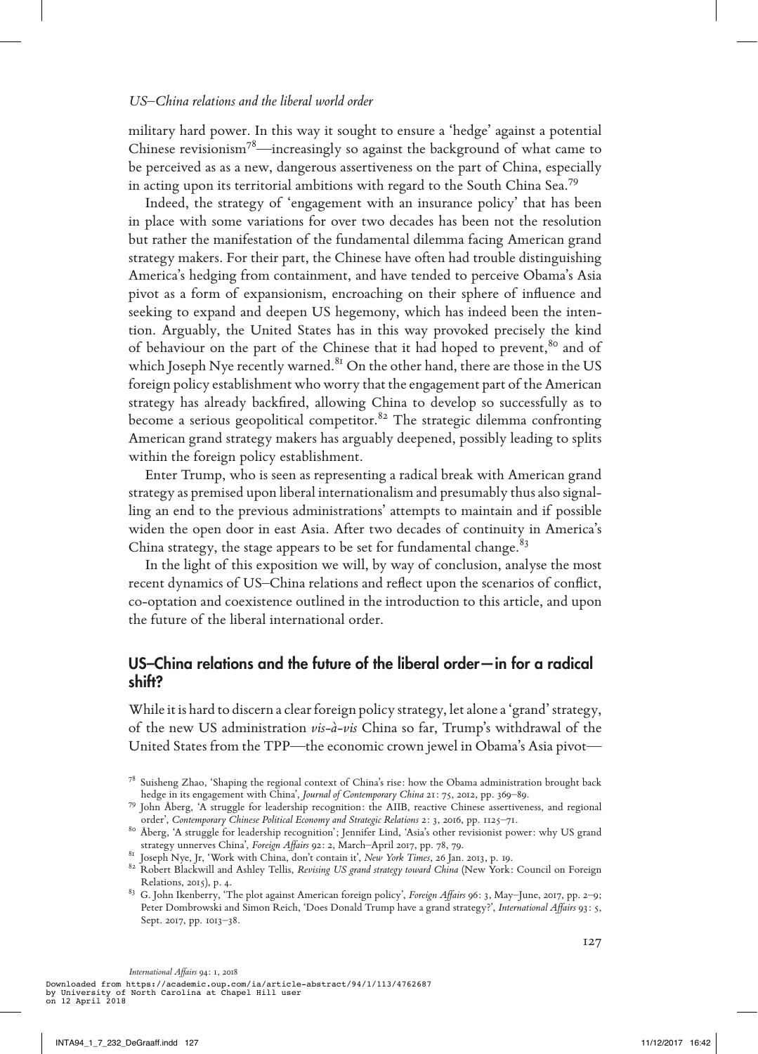military hard power. In this way it sought to ensure a 'hedge' against a potential Chinese revisionism[78]—increasingly so against the background of what came to be perceived as as a new, dangerous assertiveness on the part of China, especially in acting upon its territorial ambitions with regard to the South China Sea.[79]

Indeed, the strategy of 'engagement with an insurance policy' that has been in place with some variations for over two decades has been not the resolution but rather the manifestation of the fundamental dilemma facing American grand strategy makers. For their part, the Chinese have often had trouble distinguishing America's hedging from containment, and have tended to perceive Obama's Asia pivot as a form of expansionism, encroaching on their sphere of influence and seeking to expand and deepen US hegemony, which has indeed been the intention. Arguably, the United States has in this way provoked precisely the kind of behaviour on the part of the Chinese that it had hoped to prevent,[80] and of which Joseph Nye recently warned.[81] On the other hand, there are those in the US foreign policy establishment who worry that the engagement part of the American strategy has already backfired, allowing China to develop so successfully as to become a serious geopolitical competitor.[82] The strategic dilemma confronting American grand strategy makers has arguably deepened, possibly leading to splits within the foreign policy establishment.

Enter Trump, who is seen as representing a radical break with American grand strategy as premised upon liberal internationalism and presumably thus also signalling an end to the previous administrations' attempts to maintain and if possible widen the open door in east Asia. After two decades of continuity in America's China strategy, the stage appears to be set for fundamental change.[83]

In the light of this exposition we will, by way of conclusion, analyse the most recent dynamics of US–China relations and reflect upon the scenarios of conflict, co-optation and coexistence outlined in the introduction to this article, and upon the future of the liberal international order.

## US–China relations and the future of the liberal order—in for a radical shift?

While it is hard to discern a clear foreign policy strategy, let alone a 'grand' strategy, of the new US administration *vis-à-vis* China so far, Trump's withdrawal of the United States from the TPP—the economic crown jewel in Obama's Asia pivot—

[78] Suisheng Zhao, 'Shaping the regional context of China's rise: how the Obama administration brought back hedge in its engagement with China', *Journal of Contemporary China* 21: 75, 2012, pp. 369–89.

[79] John Åberg, 'A struggle for leadership recognition: the AIIB, reactive Chinese assertiveness, and regional order', *Contemporary Chinese Political Economy and Strategic Relations* 2: 3, 2016, pp. 1125–71.

[80] Åberg, 'A struggle for leadership recognition'; Jennifer Lind, 'Asia's other revisionist power: why US grand strategy unnerves China', *Foreign Affairs* 92: 2, March–April 2017, pp. 78, 79.

[81] Joseph Nye, Jr, 'Work with China, don't contain it', *New York Times*, 26 Jan. 2013, p. 19.

[82] Robert Blackwill and Ashley Tellis, *Revising US grand strategy toward China* (New York: Council on Foreign Relations, 2015), p. 4.

[83] G. John Ikenberry, 'The plot against American foreign policy', *Foreign Affairs* 96: 3, May–June, 2017, pp. 2–9; Peter Dombrowski and Simon Reich, 'Does Donald Trump have a grand strategy?', *International Affairs* 93: 5, Sept. 2017, pp. 1013–38.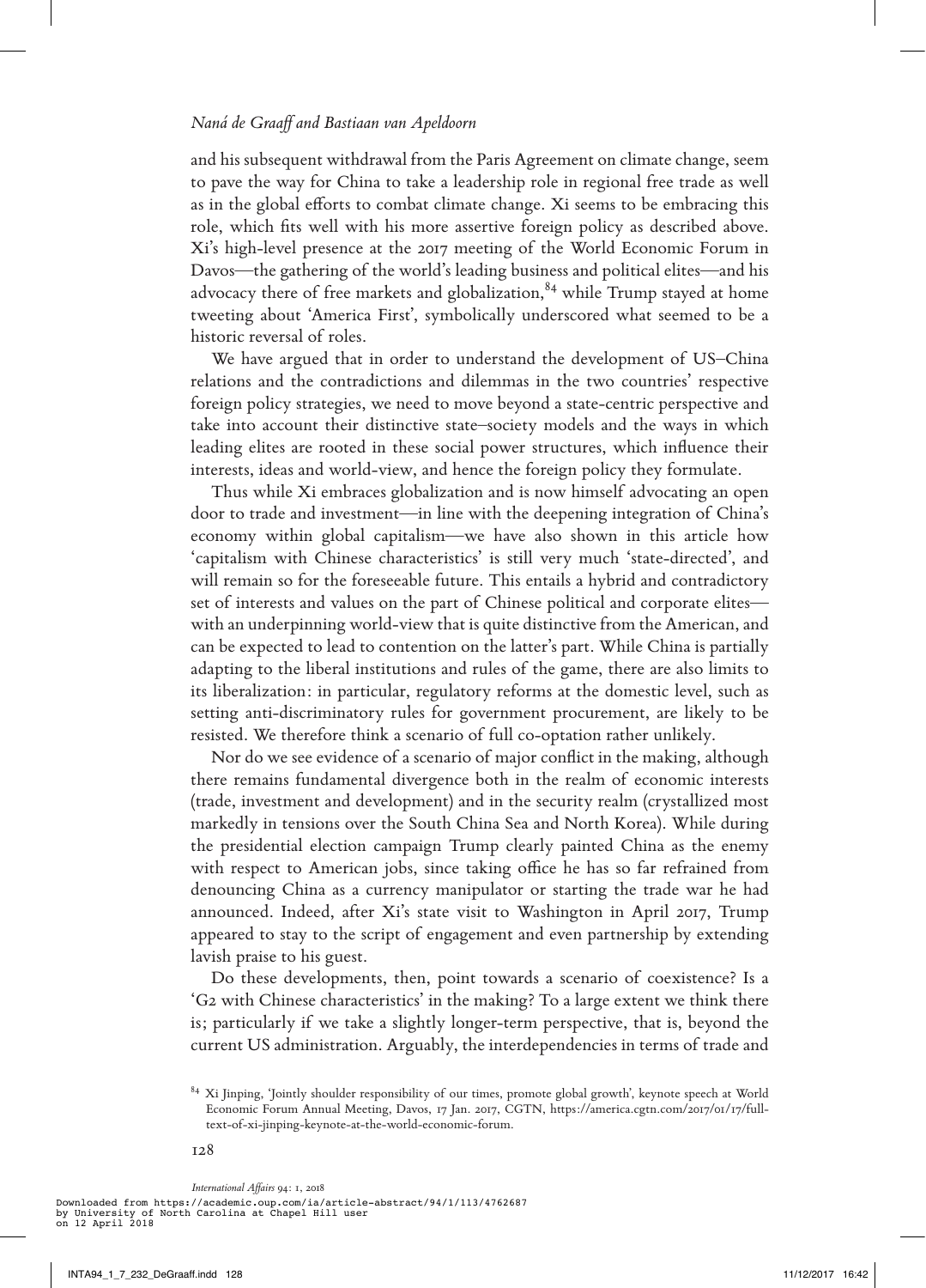and his subsequent withdrawal from the Paris Agreement on climate change, seem to pave the way for China to take a leadership role in regional free trade as well as in the global efforts to combat climate change. Xi seems to be embracing this role, which fits well with his more assertive foreign policy as described above. Xi's high-level presence at the 2017 meeting of the World Economic Forum in Davos—the gathering of the world's leading business and political elites—and his advocacy there of free markets and globalization,[84] while Trump stayed at home tweeting about 'America First', symbolically underscored what seemed to be a historic reversal of roles.

We have argued that in order to understand the development of US–China relations and the contradictions and dilemmas in the two countries' respective foreign policy strategies, we need to move beyond a state-centric perspective and take into account their distinctive state–society models and the ways in which leading elites are rooted in these social power structures, which influence their interests, ideas and world-view, and hence the foreign policy they formulate.

Thus while Xi embraces globalization and is now himself advocating an open door to trade and investment—in line with the deepening integration of China's economy within global capitalism—we have also shown in this article how 'capitalism with Chinese characteristics' is still very much 'state-directed', and will remain so for the foreseeable future. This entails a hybrid and contradictory set of interests and values on the part of Chinese political and corporate elites—with an underpinning world-view that is quite distinctive from the American, and can be expected to lead to contention on the latter's part. While China is partially adapting to the liberal institutions and rules of the game, there are also limits to its liberalization: in particular, regulatory reforms at the domestic level, such as setting anti-discriminatory rules for government procurement, are likely to be resisted. We therefore think a scenario of full co-optation rather unlikely.

Nor do we see evidence of a scenario of major conflict in the making, although there remains fundamental divergence both in the realm of economic interests (trade, investment and development) and in the security realm (crystallized most markedly in tensions over the South China Sea and North Korea). While during the presidential election campaign Trump clearly painted China as the enemy with respect to American jobs, since taking office he has so far refrained from denouncing China as a currency manipulator or starting the trade war he had announced. Indeed, after Xi's state visit to Washington in April 2017, Trump appeared to stay to the script of engagement and even partnership by extending lavish praise to his guest.

Do these developments, then, point towards a scenario of coexistence? Is a 'G2 with Chinese characteristics' in the making? To a large extent we think there is; particularly if we take a slightly longer-term perspective, that is, beyond the current US administration. Arguably, the interdependencies in terms of trade and

[84] Xi Jinping, 'Jointly shoulder responsibility of our times, promote global growth', keynote speech at World Economic Forum Annual Meeting, Davos, 17 Jan. 2017, CGTN, https://america.cgtn.com/2017/01/17/full-text-of-xi-jinping-keynote-at-the-world-economic-forum.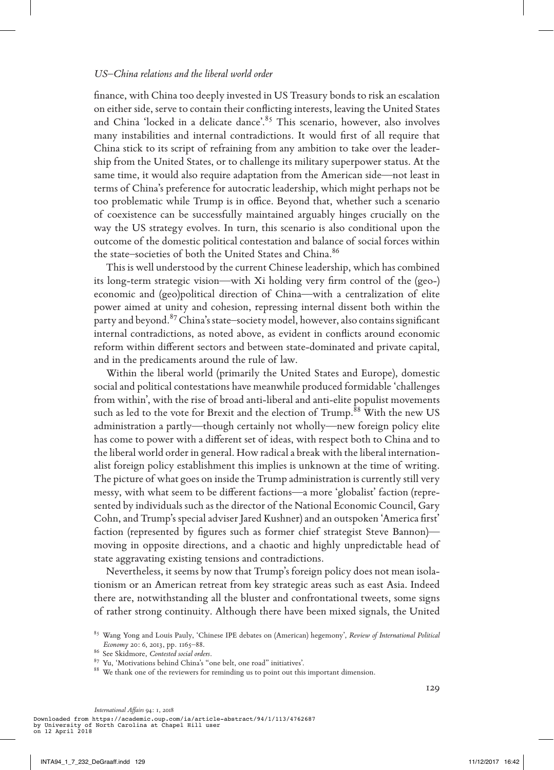finance, with China too deeply invested in US Treasury bonds to risk an escalation on either side, serve to contain their conflicting interests, leaving the United States and China 'locked in a delicate dance'.[85] This scenario, however, also involves many instabilities and internal contradictions. It would first of all require that China stick to its script of refraining from any ambition to take over the leadership from the United States, or to challenge its military superpower status. At the same time, it would also require adaptation from the American side—not least in terms of China's preference for autocratic leadership, which might perhaps not be too problematic while Trump is in office. Beyond that, whether such a scenario of coexistence can be successfully maintained arguably hinges crucially on the way the US strategy evolves. In turn, this scenario is also conditional upon the outcome of the domestic political contestation and balance of social forces within the state–societies of both the United States and China.[86]

This is well understood by the current Chinese leadership, which has combined its long-term strategic vision—with Xi holding very firm control of the (geo-) economic and (geo)political direction of China—with a centralization of elite power aimed at unity and cohesion, repressing internal dissent both within the party and beyond.[87] China's state–society model, however, also contains significant internal contradictions, as noted above, as evident in conflicts around economic reform within different sectors and between state-dominated and private capital, and in the predicaments around the rule of law.

Within the liberal world (primarily the United States and Europe), domestic social and political contestations have meanwhile produced formidable 'challenges from within', with the rise of broad anti-liberal and anti-elite populist movements such as led to the vote for Brexit and the election of Trump.[88] With the new US administration a partly—though certainly not wholly—new foreign policy elite has come to power with a different set of ideas, with respect both to China and to the liberal world order in general. How radical a break with the liberal internationalist foreign policy establishment this implies is unknown at the time of writing. The picture of what goes on inside the Trump administration is currently still very messy, with what seem to be different factions—a more 'globalist' faction (represented by individuals such as the director of the National Economic Council, Gary Cohn, and Trump's special adviser Jared Kushner) and an outspoken 'America first' faction (represented by figures such as former chief strategist Steve Bannon)—moving in opposite directions, and a chaotic and highly unpredictable head of state aggravating existing tensions and contradictions.

Nevertheless, it seems by now that Trump's foreign policy does not mean isolationism or an American retreat from key strategic areas such as east Asia. Indeed there are, notwithstanding all the bluster and confrontational tweets, some signs of rather strong continuity. Although there have been mixed signals, the United

[85] Wang Yong and Louis Pauly, 'Chinese IPE debates on (American) hegemony', *Review of International Political Economy* 20: 6, 2013, pp. 1165–88.

[86] See Skidmore, *Contested social orders*.

[87] Yu, 'Motivations behind China's "one belt, one road" initiatives'.

[88] We thank one of the reviewers for reminding us to point out this important dimension.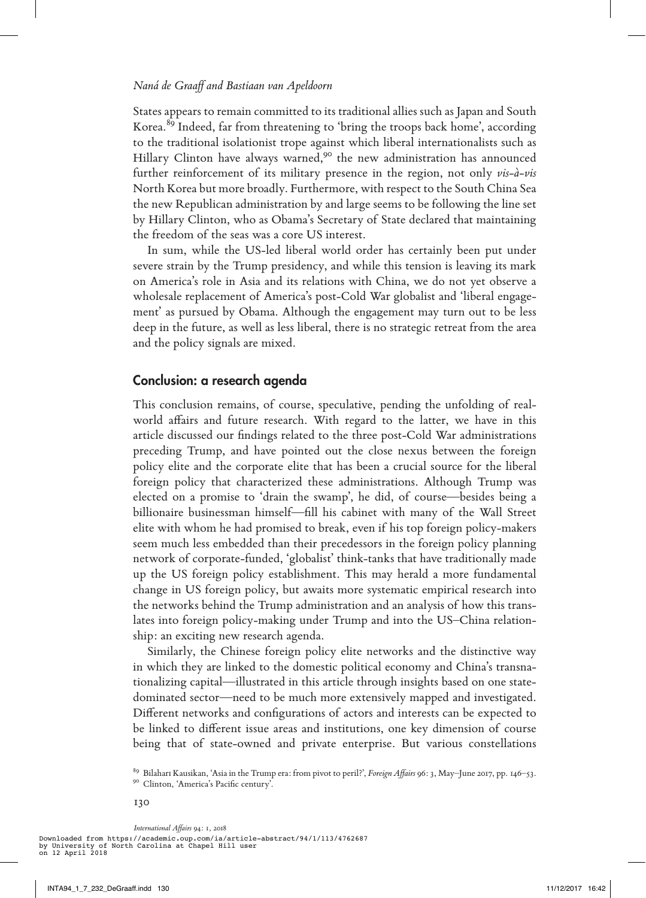States appears to remain committed to its traditional allies such as Japan and South Korea.[89] Indeed, far from threatening to 'bring the troops back home', according to the traditional isolationist trope against which liberal internationalists such as Hillary Clinton have always warned,[90] the new administration has announced further reinforcement of its military presence in the region, not only *vis-à-vis* North Korea but more broadly. Furthermore, with respect to the South China Sea the new Republican administration by and large seems to be following the line set by Hillary Clinton, who as Obama's Secretary of State declared that maintaining the freedom of the seas was a core US interest.

In sum, while the US-led liberal world order has certainly been put under severe strain by the Trump presidency, and while this tension is leaving its mark on America's role in Asia and its relations with China, we do not yet observe a wholesale replacement of America's post-Cold War globalist and 'liberal engagement' as pursued by Obama. Although the engagement may turn out to be less deep in the future, as well as less liberal, there is no strategic retreat from the area and the policy signals are mixed.

## Conclusion: a research agenda

This conclusion remains, of course, speculative, pending the unfolding of real-world affairs and future research. With regard to the latter, we have in this article discussed our findings related to the three post-Cold War administrations preceding Trump, and have pointed out the close nexus between the foreign policy elite and the corporate elite that has been a crucial source for the liberal foreign policy that characterized these administrations. Although Trump was elected on a promise to 'drain the swamp', he did, of course—besides being a billionaire businessman himself—fill his cabinet with many of the Wall Street elite with whom he had promised to break, even if his top foreign policy-makers seem much less embedded than their precedessors in the foreign policy planning network of corporate-funded, 'globalist' think-tanks that have traditionally made up the US foreign policy establishment. This may herald a more fundamental change in US foreign policy, but awaits more systematic empirical research into the networks behind the Trump administration and an analysis of how this translates into foreign policy-making under Trump and into the US–China relationship: an exciting new research agenda.

Similarly, the Chinese foreign policy elite networks and the distinctive way in which they are linked to the domestic political economy and China's transnationalizing capital—illustrated in this article through insights based on one state-dominated sector—need to be much more extensively mapped and investigated. Different networks and configurations of actors and interests can be expected to be linked to different issue areas and institutions, one key dimension of course being that of state-owned and private enterprise. But various constellations

[89] Bilahari Kausikan, 'Asia in the Trump era: from pivot to peril?', *Foreign Affairs* 96: 3, May–June 2017, pp. 146–53.

[90] Clinton, 'America's Pacific century'.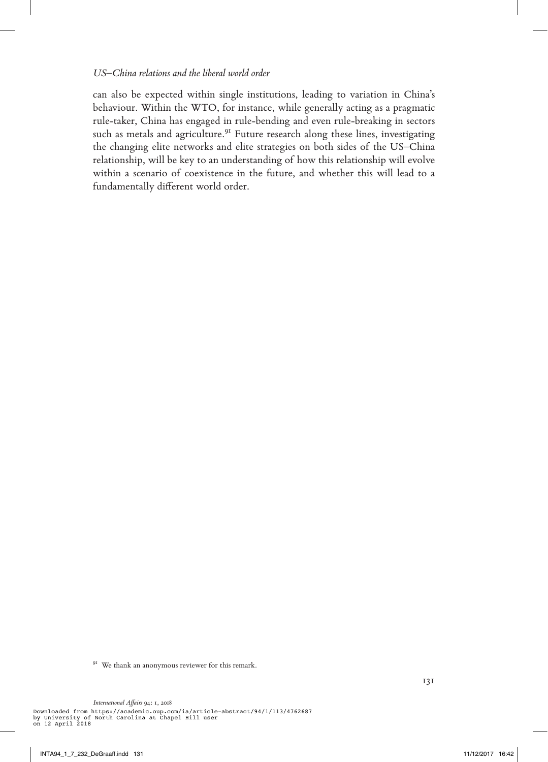can also be expected within single institutions, leading to variation in China's behaviour. Within the WTO, for instance, while generally acting as a pragmatic rule-taker, China has engaged in rule-bending and even rule-breaking in sectors such as metals and agriculture.[91] Future research along these lines, investigating the changing elite networks and elite strategies on both sides of the US–China relationship, will be key to an understanding of how this relationship will evolve within a scenario of coexistence in the future, and whether this will lead to a fundamentally different world order.

[91] We thank an anonymous reviewer for this remark.